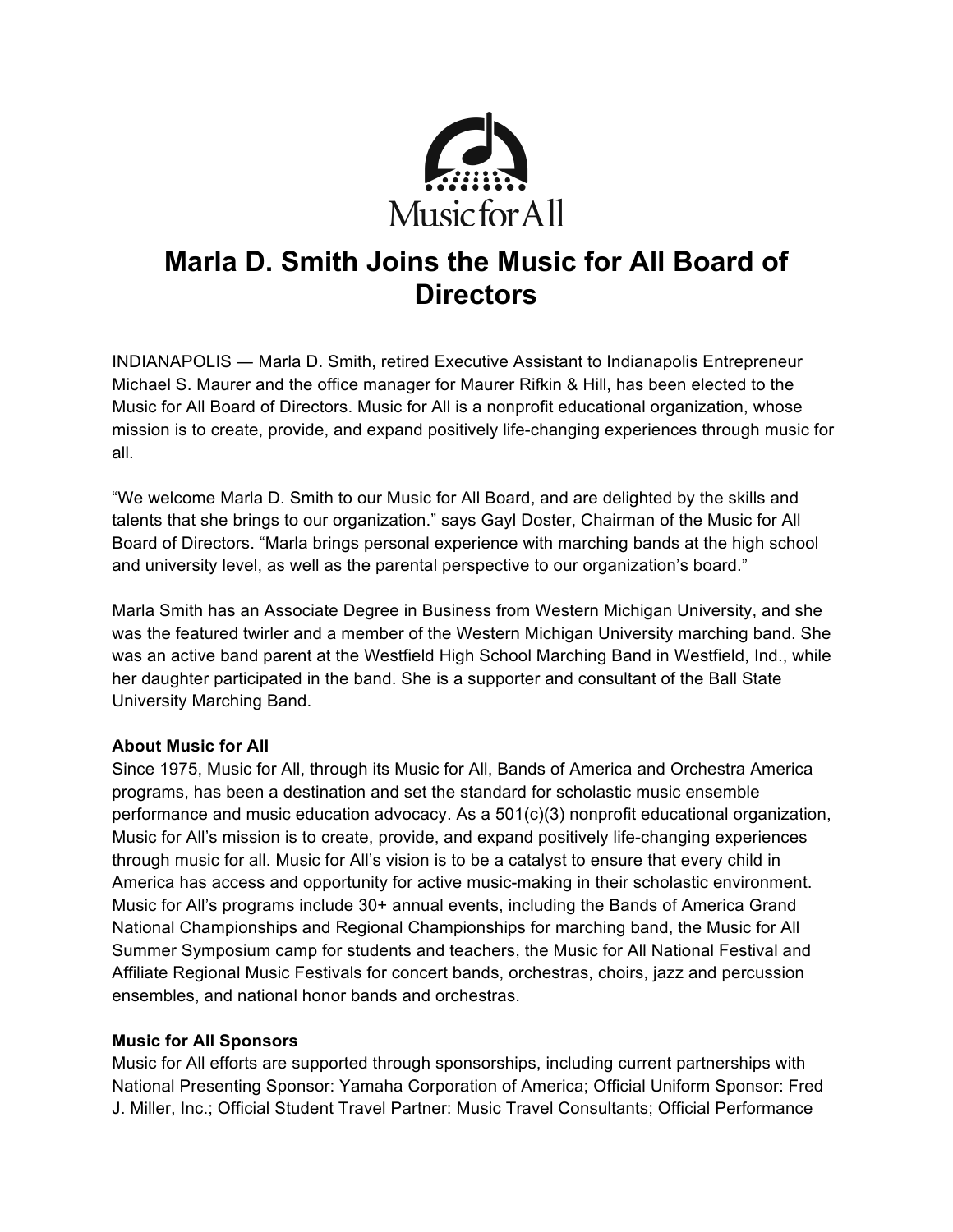# Marla D. Smith Joins the Music for All Board of Directors

INDIANAPOLIS — Marla D. Smith, retired Executive Assistant to Indianapolis Entrepreneur Michael S. Maurer and the office manager for Maurer Rifkin & Hill, has been elected to the Music for All Board of Directors. Music for All is a nonprofit educational organization, whose mission is to create, provide, and expand positively life-changing experiences through music for all.

"We welcome Marla D. Smith to our Music for All Board, and are delighted by the skills and talents that she brings to our organization." says Gayl Doster, Chairman of the Music for All Board of Directors. "Marla brings personal experience with marching bands at the high school and university level, as well as the parental perspective to our organization's board."

Marla Smith has an Associate Degree in Business from Western Michigan University, and she was the featured twirler and a member of the Western Michigan University marching band. She was an active band parent at the Westfield High School Marching Band in Westfield, Ind., while her daughter participated in the band. She is a supporter and consultant of the Ball State University Marching Band.

**About Music for All**

Since 1975, Music for All, through its Music for All, Bands of America and Orchestra America programs, has been a destination and set the standard for scholastic music ensemble performance and music education advocacy. As a 501(c)(3) nonprofit educational organization, Music for All's mission is to create, provide, and expand positively life-changing experiences through music for all. Music for All's vision is to be a catalyst to ensure that every child in America has access and opportunity for active music-making in their scholastic environment. Music for All's programs include 30+ annual events, including the Bands of America Grand National Championships and Regional Championships for marching band, the Music for All Summer Symposium camp for students and teachers, the Music for All National Festival and Affiliate Regional Music Festivals for concert bands, orchestras, choirs, jazz and percussion ensembles, and national honor bands and orchestras.

**Music for All Sponsors**

Music for All efforts are supported through sponsorships, including current partnerships with National Presenting Sponsor: Yamaha Corporation of America; Official Uniform Sponsor: Fred J. Miller, Inc.; Official Student Travel Partner: Music Travel Consultants; Official Performance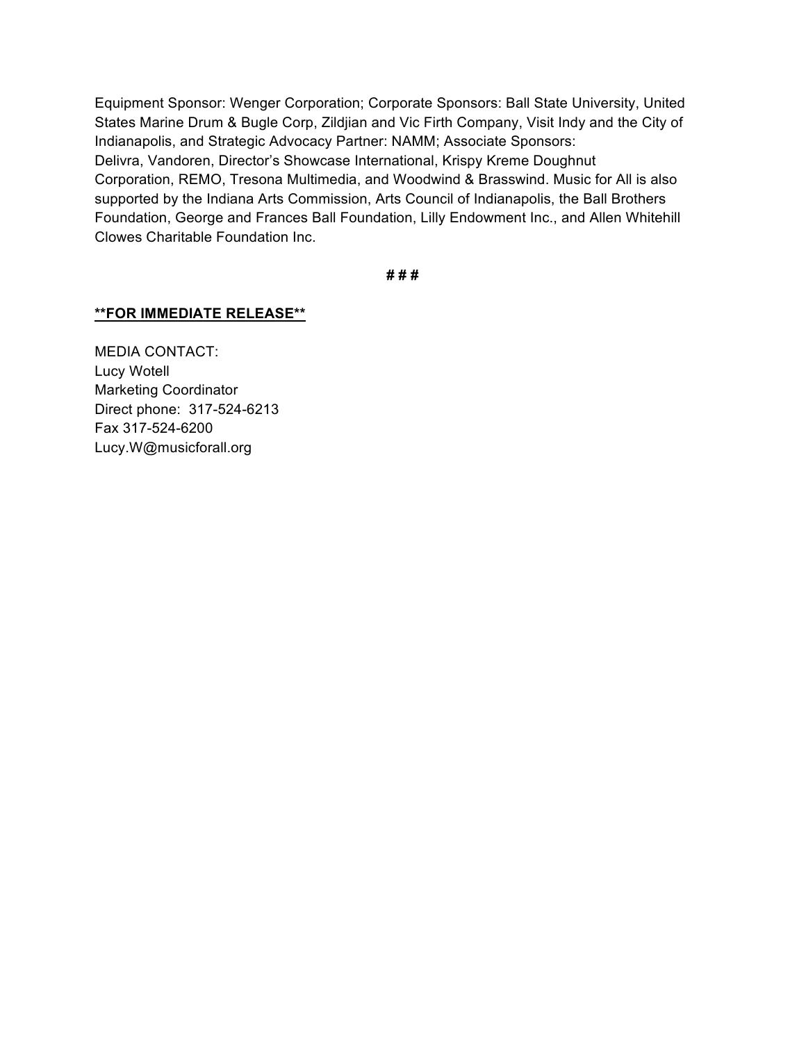Equipment Sponsor: Wenger Corporation; Corporate Sponsors: Ball State University, United States Marine Drum & Bugle Corp, Zildjian and Vic Firth Company, Visit Indy and the City of Indianapolis, and Strategic Advocacy Partner: NAMM; Associate Sponsors: Delivra, Vandoren, Director's Showcase International, Krispy Kreme Doughnut Corporation, REMO, Tresona Multimedia, and Woodwind & Brasswind. Music for All is also supported by the Indiana Arts Commission, Arts Council of Indianapolis, the Ball Brothers Foundation, George and Frances Ball Foundation, Lilly Endowment Inc., and Allen Whitehill Clowes Charitable Foundation Inc.

**# # #**

**__**FOR IMMEDIATE RELEASE**__**

MEDIA CONTACT:
Lucy Wotell
Marketing Coordinator
Direct phone: 317-524-6213
Fax 317-524-6200
Lucy.W@musicforall.org